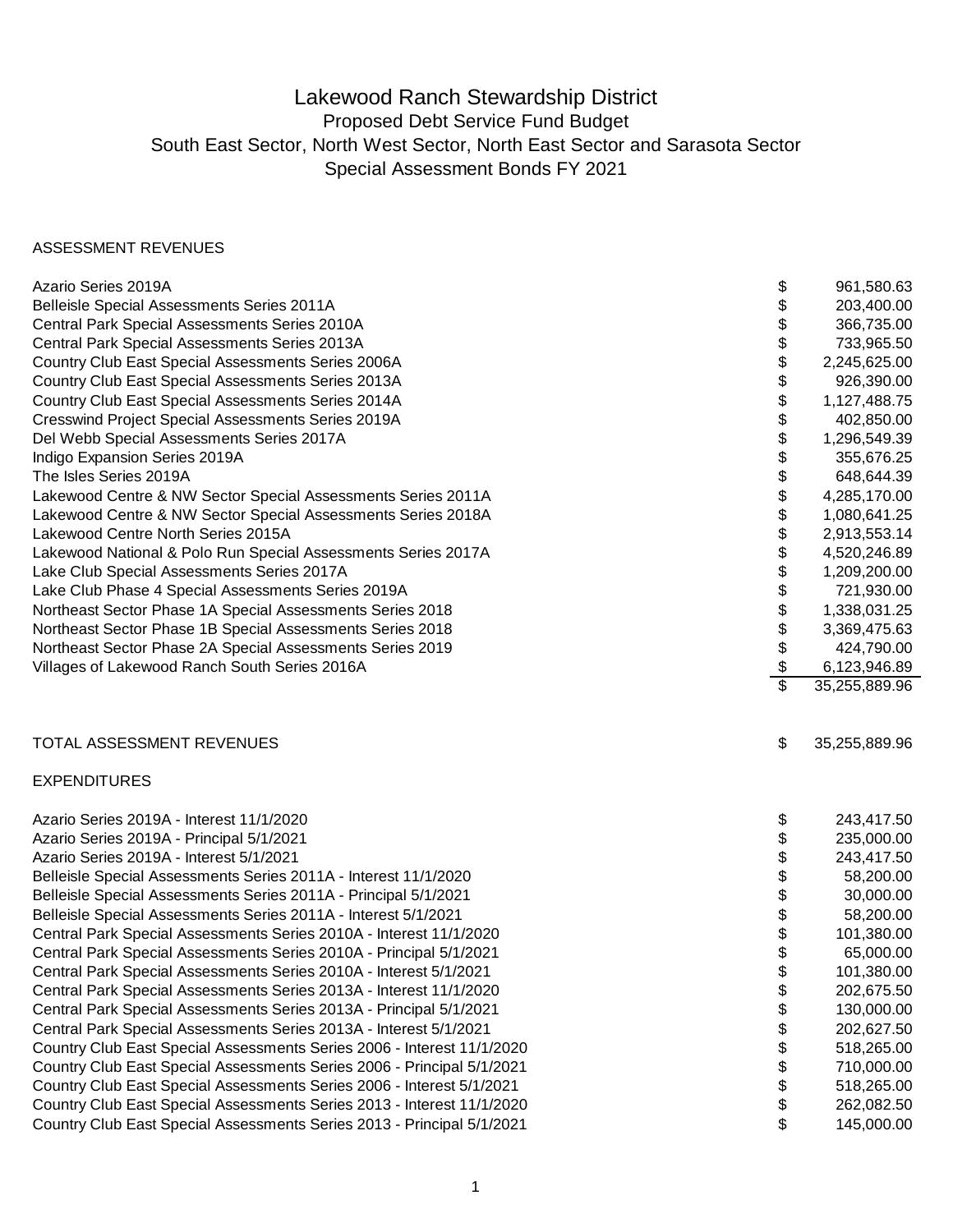# Lakewood Ranch Stewardship District

## Proposed Debt Service Fund Budget

## South East Sector, North West Sector, North East Sector and Sarasota Sector

## Special Assessment Bonds FY 2021

ASSESSMENT REVENUES

| | | |
|---|---|---|
| Azario Series 2019A | $ | 961,580.63 |
| Belleisle Special Assessments Series 2011A | $ | 203,400.00 |
| Central Park Special Assessments Series 2010A | $ | 366,735.00 |
| Central Park Special Assessments Series 2013A | $ | 733,965.50 |
| Country Club East Special Assessments Series 2006A | $ | 2,245,625.00 |
| Country Club East Special Assessments Series 2013A | $ | 926,390.00 |
| Country Club East Special Assessments Series 2014A | $ | 1,127,488.75 |
| Cresswind Project Special Assessments Series 2019A | $ | 402,850.00 |
| Del Webb Special Assessments Series 2017A | $ | 1,296,549.39 |
| Indigo Expansion Series 2019A | $ | 355,676.25 |
| The Isles Series 2019A | $ | 648,644.39 |
| Lakewood Centre & NW Sector Special Assessments Series 2011A | $ | 4,285,170.00 |
| Lakewood Centre & NW Sector Special Assessments Series 2018A | $ | 1,080,641.25 |
| Lakewood Centre North Series 2015A | $ | 2,913,553.14 |
| Lakewood National & Polo Run Special Assessments Series 2017A | $ | 4,520,246.89 |
| Lake Club Special Assessments Series 2017A | $ | 1,209,200.00 |
| Lake Club Phase 4 Special Assessments Series 2019A | $ | 721,930.00 |
| Northeast Sector Phase 1A Special Assessments Series 2018 | $ | 1,338,031.25 |
| Northeast Sector Phase 1B Special Assessments Series 2018 | $ | 3,369,475.63 |
| Northeast Sector Phase 2A Special Assessments Series 2019 | $ | 424,790.00 |
| Villages of Lakewood Ranch South Series 2016A | $ | 6,123,946.89 |
| | $ | 35,255,889.96 |
| | | |
| TOTAL ASSESSMENT REVENUES | $ | 35,255,889.96 |

EXPENDITURES

| | | |
|---|---|---|
| Azario Series 2019A - Interest 11/1/2020 | $ | 243,417.50 |
| Azario Series 2019A - Principal 5/1/2021 | $ | 235,000.00 |
| Azario Series 2019A - Interest 5/1/2021 | $ | 243,417.50 |
| Belleisle Special Assessments Series 2011A - Interest 11/1/2020 | $ | 58,200.00 |
| Belleisle Special Assessments Series 2011A - Principal 5/1/2021 | $ | 30,000.00 |
| Belleisle Special Assessments Series 2011A - Interest 5/1/2021 | $ | 58,200.00 |
| Central Park Special Assessments Series 2010A - Interest 11/1/2020 | $ | 101,380.00 |
| Central Park Special Assessments Series 2010A - Principal 5/1/2021 | $ | 65,000.00 |
| Central Park Special Assessments Series 2010A - Interest 5/1/2021 | $ | 101,380.00 |
| Central Park Special Assessments Series 2013A - Interest 11/1/2020 | $ | 202,675.50 |
| Central Park Special Assessments Series 2013A - Principal 5/1/2021 | $ | 130,000.00 |
| Central Park Special Assessments Series 2013A - Interest 5/1/2021 | $ | 202,627.50 |
| Country Club East Special Assessments Series 2006 - Interest 11/1/2020 | $ | 518,265.00 |
| Country Club East Special Assessments Series 2006 - Principal 5/1/2021 | $ | 710,000.00 |
| Country Club East Special Assessments Series 2006 - Interest 5/1/2021 | $ | 518,265.00 |
| Country Club East Special Assessments Series 2013 - Interest 11/1/2020 | $ | 262,082.50 |
| Country Club East Special Assessments Series 2013 - Principal 5/1/2021 | $ | 145,000.00 |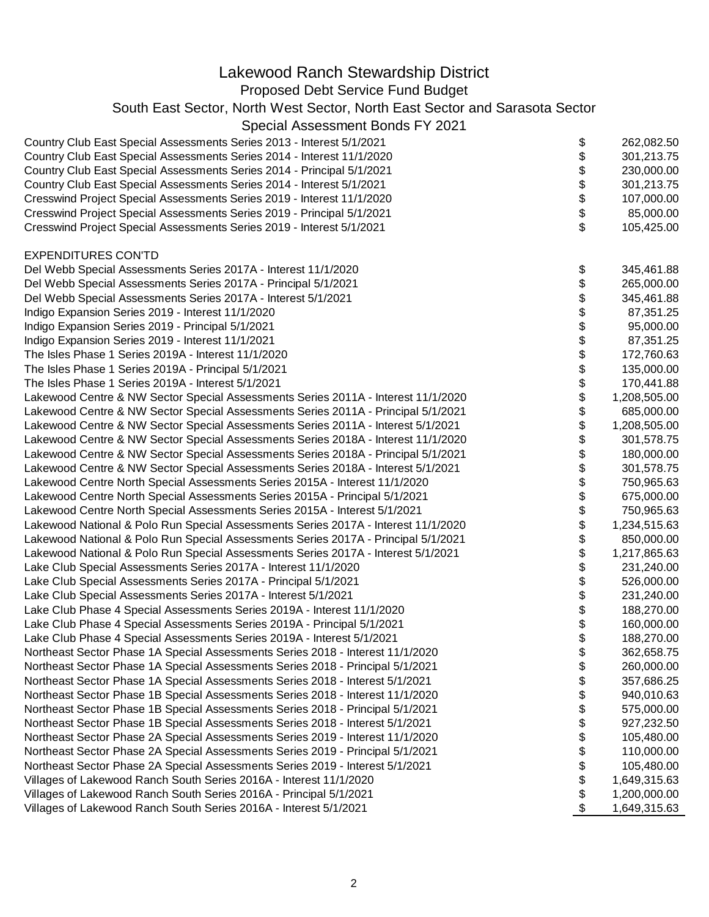# Lakewood Ranch Stewardship District

## Proposed Debt Service Fund Budget

## South East Sector, North West Sector, North East Sector and Sarasota Sector

## Special Assessment Bonds FY 2021

| | | |
|---|---|---|
| Country Club East Special Assessments Series 2013 - Interest 5/1/2021 | $ | 262,082.50 |
| Country Club East Special Assessments Series 2014 - Interest 11/1/2020 | $ | 301,213.75 |
| Country Club East Special Assessments Series 2014 - Principal 5/1/2021 | $ | 230,000.00 |
| Country Club East Special Assessments Series 2014 - Interest 5/1/2021 | $ | 301,213.75 |
| Cresswind Project Special Assessments Series 2019 - Interest 11/1/2020 | $ | 107,000.00 |
| Cresswind Project Special Assessments Series 2019 - Principal 5/1/2021 | $ | 85,000.00 |
| Cresswind Project Special Assessments Series 2019 - Interest 5/1/2021 | $ | 105,425.00 |
| | | |
| EXPENDITURES CON'TD | | |
| Del Webb Special Assessments Series 2017A - Interest 11/1/2020 | $ | 345,461.88 |
| Del Webb Special Assessments Series 2017A - Principal 5/1/2021 | $ | 265,000.00 |
| Del Webb Special Assessments Series 2017A - Interest 5/1/2021 | $ | 345,461.88 |
| Indigo Expansion Series 2019 - Interest 11/1/2020 | $ | 87,351.25 |
| Indigo Expansion Series 2019 - Principal 5/1/2021 | $ | 95,000.00 |
| Indigo Expansion Series 2019 - Interest 11/1/2021 | $ | 87,351.25 |
| The Isles Phase 1 Series 2019A - Interest 11/1/2020 | $ | 172,760.63 |
| The Isles Phase 1 Series 2019A - Principal 5/1/2021 | $ | 135,000.00 |
| The Isles Phase 1 Series 2019A - Interest 5/1/2021 | $ | 170,441.88 |
| Lakewood Centre & NW Sector Special Assessments Series 2011A - Interest 11/1/2020 | $ | 1,208,505.00 |
| Lakewood Centre & NW Sector Special Assessments Series 2011A - Principal 5/1/2021 | $ | 685,000.00 |
| Lakewood Centre & NW Sector Special Assessments Series 2011A - Interest 5/1/2021 | $ | 1,208,505.00 |
| Lakewood Centre & NW Sector Special Assessments Series 2018A - Interest 11/1/2020 | $ | 301,578.75 |
| Lakewood Centre & NW Sector Special Assessments Series 2018A - Principal 5/1/2021 | $ | 180,000.00 |
| Lakewood Centre & NW Sector Special Assessments Series 2018A - Interest 5/1/2021 | $ | 301,578.75 |
| Lakewood Centre North Special Assessments Series 2015A - Interest 11/1/2020 | $ | 750,965.63 |
| Lakewood Centre North Special Assessments Series 2015A - Principal 5/1/2021 | $ | 675,000.00 |
| Lakewood Centre North Special Assessments Series 2015A - Interest 5/1/2021 | $ | 750,965.63 |
| Lakewood National & Polo Run Special Assessments Series 2017A - Interest 11/1/2020 | $ | 1,234,515.63 |
| Lakewood National & Polo Run Special Assessments Series 2017A - Principal 5/1/2021 | $ | 850,000.00 |
| Lakewood National & Polo Run Special Assessments Series 2017A - Interest 5/1/2021 | $ | 1,217,865.63 |
| Lake Club Special Assessments Series 2017A - Interest 11/1/2020 | $ | 231,240.00 |
| Lake Club Special Assessments Series 2017A - Principal 5/1/2021 | $ | 526,000.00 |
| Lake Club Special Assessments Series 2017A - Interest 5/1/2021 | $ | 231,240.00 |
| Lake Club Phase 4 Special Assessments Series 2019A - Interest 11/1/2020 | $ | 188,270.00 |
| Lake Club Phase 4 Special Assessments Series 2019A - Principal 5/1/2021 | $ | 160,000.00 |
| Lake Club Phase 4 Special Assessments Series 2019A - Interest 5/1/2021 | $ | 188,270.00 |
| Northeast Sector Phase 1A Special Assessments Series 2018 - Interest 11/1/2020 | $ | 362,658.75 |
| Northeast Sector Phase 1A Special Assessments Series 2018 - Principal 5/1/2021 | $ | 260,000.00 |
| Northeast Sector Phase 1A Special Assessments Series 2018 - Interest 5/1/2021 | $ | 357,686.25 |
| Northeast Sector Phase 1B Special Assessments Series 2018 - Interest 11/1/2020 | $ | 940,010.63 |
| Northeast Sector Phase 1B Special Assessments Series 2018 - Principal 5/1/2021 | $ | 575,000.00 |
| Northeast Sector Phase 1B Special Assessments Series 2018 - Interest 5/1/2021 | $ | 927,232.50 |
| Northeast Sector Phase 2A Special Assessments Series 2019 - Interest 11/1/2020 | $ | 105,480.00 |
| Northeast Sector Phase 2A Special Assessments Series 2019 - Principal 5/1/2021 | $ | 110,000.00 |
| Northeast Sector Phase 2A Special Assessments Series 2019 - Interest 5/1/2021 | $ | 105,480.00 |
| Villages of Lakewood Ranch South Series 2016A - Interest 11/1/2020 | $ | 1,649,315.63 |
| Villages of Lakewood Ranch South Series 2016A - Principal 5/1/2021 | $ | 1,200,000.00 |
| Villages of Lakewood Ranch South Series 2016A - Interest 5/1/2021 | $ | 1,649,315.63 |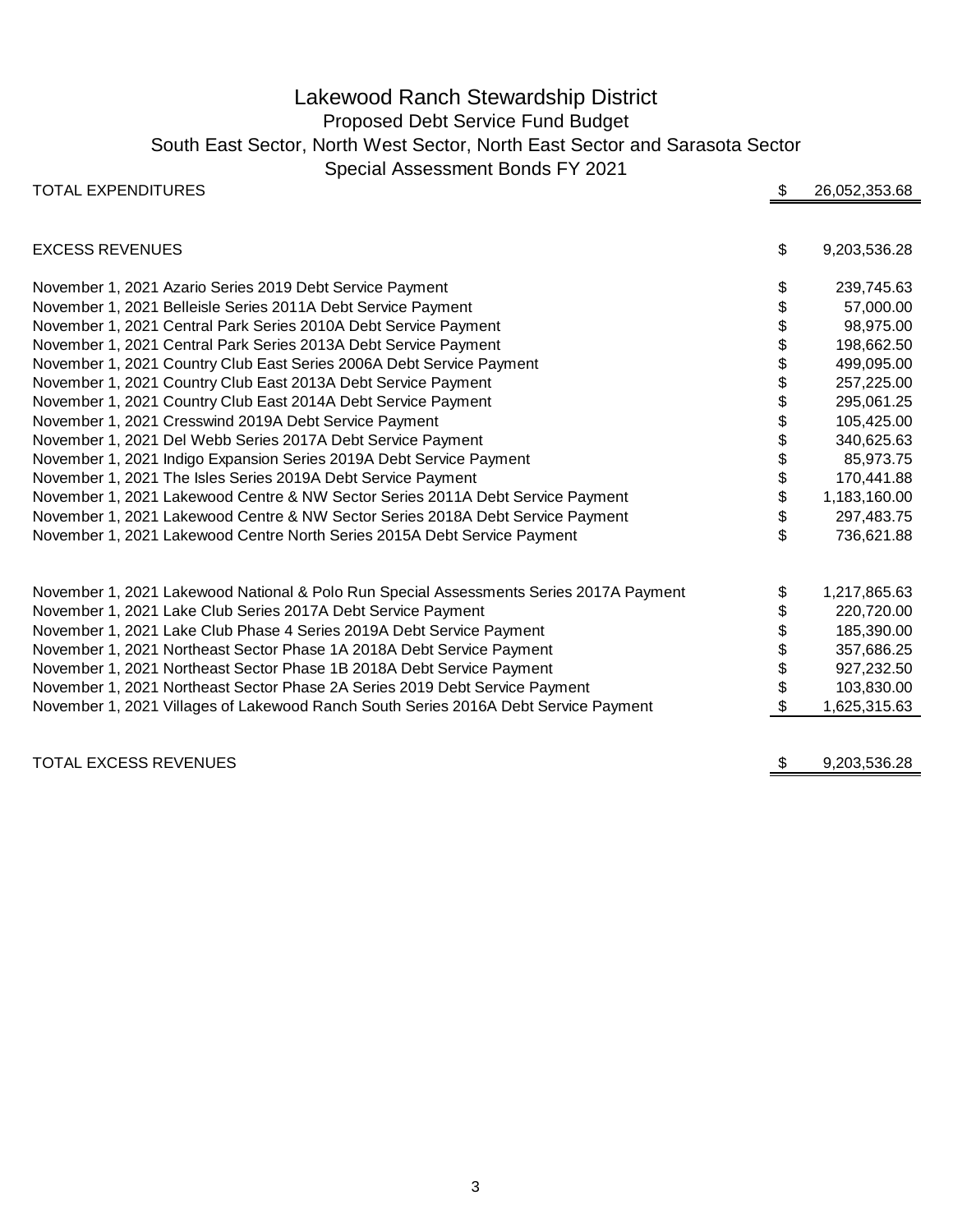# Lakewood Ranch Stewardship District

## Proposed Debt Service Fund Budget

## South East Sector, North West Sector, North East Sector and Sarasota Sector

## Special Assessment Bonds FY 2021

| | | |
|---|---|---|
| TOTAL EXPENDITURES | $ | 26,052,353.68 |
| | | |
| EXCESS REVENUES | $ | 9,203,536.28 |
| | | |
| November 1, 2021 Azario Series 2019 Debt Service Payment | $ | 239,745.63 |
| November 1, 2021 Belleisle Series 2011A Debt Service Payment | $ | 57,000.00 |
| November 1, 2021 Central Park Series 2010A Debt Service Payment | $ | 98,975.00 |
| November 1, 2021 Central Park Series 2013A Debt Service Payment | $ | 198,662.50 |
| November 1, 2021 Country Club East Series 2006A Debt Service Payment | $ | 499,095.00 |
| November 1, 2021 Country Club East 2013A Debt Service Payment | $ | 257,225.00 |
| November 1, 2021 Country Club East 2014A Debt Service Payment | $ | 295,061.25 |
| November 1, 2021 Cresswind 2019A Debt Service Payment | $ | 105,425.00 |
| November 1, 2021 Del Webb Series 2017A Debt Service Payment | $ | 340,625.63 |
| November 1, 2021 Indigo Expansion Series 2019A Debt Service Payment | $ | 85,973.75 |
| November 1, 2021 The Isles Series 2019A Debt Service Payment | $ | 170,441.88 |
| November 1, 2021 Lakewood Centre & NW Sector Series 2011A Debt Service Payment | $ | 1,183,160.00 |
| November 1, 2021 Lakewood Centre & NW Sector Series 2018A Debt Service Payment | $ | 297,483.75 |
| November 1, 2021 Lakewood Centre North Series 2015A Debt Service Payment | $ | 736,621.88 |
| | | |
| November 1, 2021 Lakewood National & Polo Run Special Assessments Series 2017A Payment | $ | 1,217,865.63 |
| November 1, 2021 Lake Club Series 2017A Debt Service Payment | $ | 220,720.00 |
| November 1, 2021 Lake Club Phase 4 Series 2019A Debt Service Payment | $ | 185,390.00 |
| November 1, 2021 Northeast Sector Phase 1A 2018A Debt Service Payment | $ | 357,686.25 |
| November 1, 2021 Northeast Sector Phase 1B 2018A Debt Service Payment | $ | 927,232.50 |
| November 1, 2021 Northeast Sector Phase 2A Series 2019 Debt Service Payment | $ | 103,830.00 |
| November 1, 2021 Villages of Lakewood Ranch South Series 2016A Debt Service Payment | $ | 1,625,315.63 |
| | | |
| TOTAL EXCESS REVENUES | $ | 9,203,536.28 |